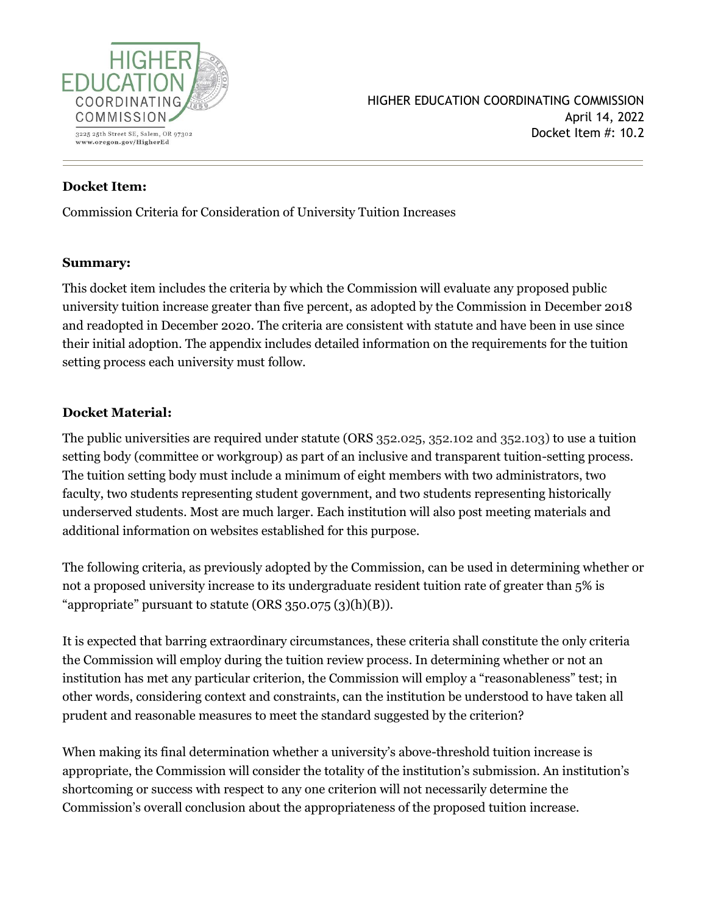HIGHER EDUCATION COORDINATING COMMISSION

3225 25th Street SE, Salem, OR 97302
www.oregon.gov/HigherEd

HIGHER EDUCATION COORDINATING COMMISSION
April 14, 2022
Docket Item #: 10.2

**Docket Item:**

Commission Criteria for Consideration of University Tuition Increases

**Summary:**

This docket item includes the criteria by which the Commission will evaluate any proposed public university tuition increase greater than five percent, as adopted by the Commission in December 2018 and readopted in December 2020. The criteria are consistent with statute and have been in use since their initial adoption. The appendix includes detailed information on the requirements for the tuition setting process each university must follow.

**Docket Material:**

The public universities are required under statute (ORS 352.025, 352.102 and 352.103) to use a tuition setting body (committee or workgroup) as part of an inclusive and transparent tuition-setting process. The tuition setting body must include a minimum of eight members with two administrators, two faculty, two students representing student government, and two students representing historically underserved students. Most are much larger. Each institution will also post meeting materials and additional information on websites established for this purpose.

The following criteria, as previously adopted by the Commission, can be used in determining whether or not a proposed university increase to its undergraduate resident tuition rate of greater than 5% is "appropriate" pursuant to statute (ORS 350.075 (3)(h)(B)).

It is expected that barring extraordinary circumstances, these criteria shall constitute the only criteria the Commission will employ during the tuition review process. In determining whether or not an institution has met any particular criterion, the Commission will employ a "reasonableness" test; in other words, considering context and constraints, can the institution be understood to have taken all prudent and reasonable measures to meet the standard suggested by the criterion?

When making its final determination whether a university's above-threshold tuition increase is appropriate, the Commission will consider the totality of the institution's submission. An institution's shortcoming or success with respect to any one criterion will not necessarily determine the Commission's overall conclusion about the appropriateness of the proposed tuition increase.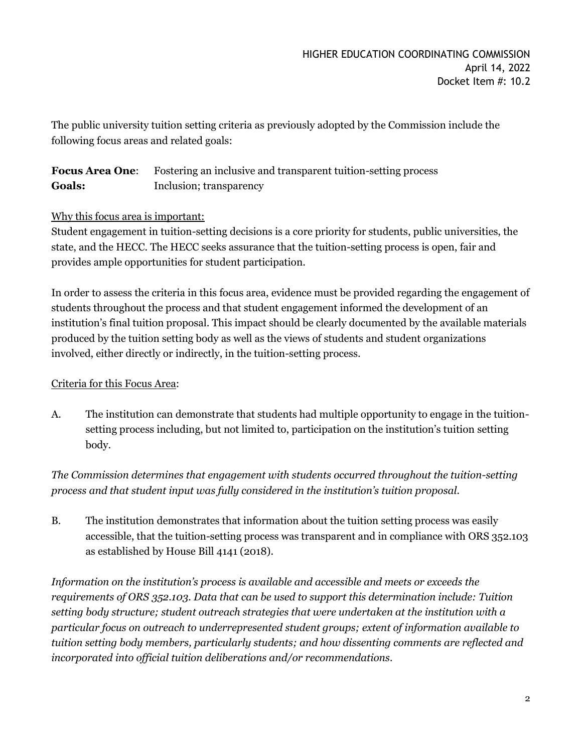The public university tuition setting criteria as previously adopted by the Commission include the following focus areas and related goals:

**Focus Area One**: Fostering an inclusive and transparent tuition-setting process
**Goals:** Inclusion; transparency

Why this focus area is important:
Student engagement in tuition-setting decisions is a core priority for students, public universities, the state, and the HECC. The HECC seeks assurance that the tuition-setting process is open, fair and provides ample opportunities for student participation.

In order to assess the criteria in this focus area, evidence must be provided regarding the engagement of students throughout the process and that student engagement informed the development of an institution's final tuition proposal. This impact should be clearly documented by the available materials produced by the tuition setting body as well as the views of students and student organizations involved, either directly or indirectly, in the tuition-setting process.

Criteria for this Focus Area:

A. The institution can demonstrate that students had multiple opportunity to engage in the tuition-setting process including, but not limited to, participation on the institution's tuition setting body.

*The Commission determines that engagement with students occurred throughout the tuition-setting process and that student input was fully considered in the institution's tuition proposal.*

B. The institution demonstrates that information about the tuition setting process was easily accessible, that the tuition-setting process was transparent and in compliance with ORS 352.103 as established by House Bill 4141 (2018).

*Information on the institution's process is available and accessible and meets or exceeds the requirements of ORS 352.103. Data that can be used to support this determination include: Tuition setting body structure; student outreach strategies that were undertaken at the institution with a particular focus on outreach to underrepresented student groups; extent of information available to tuition setting body members, particularly students; and how dissenting comments are reflected and incorporated into official tuition deliberations and/or recommendations.*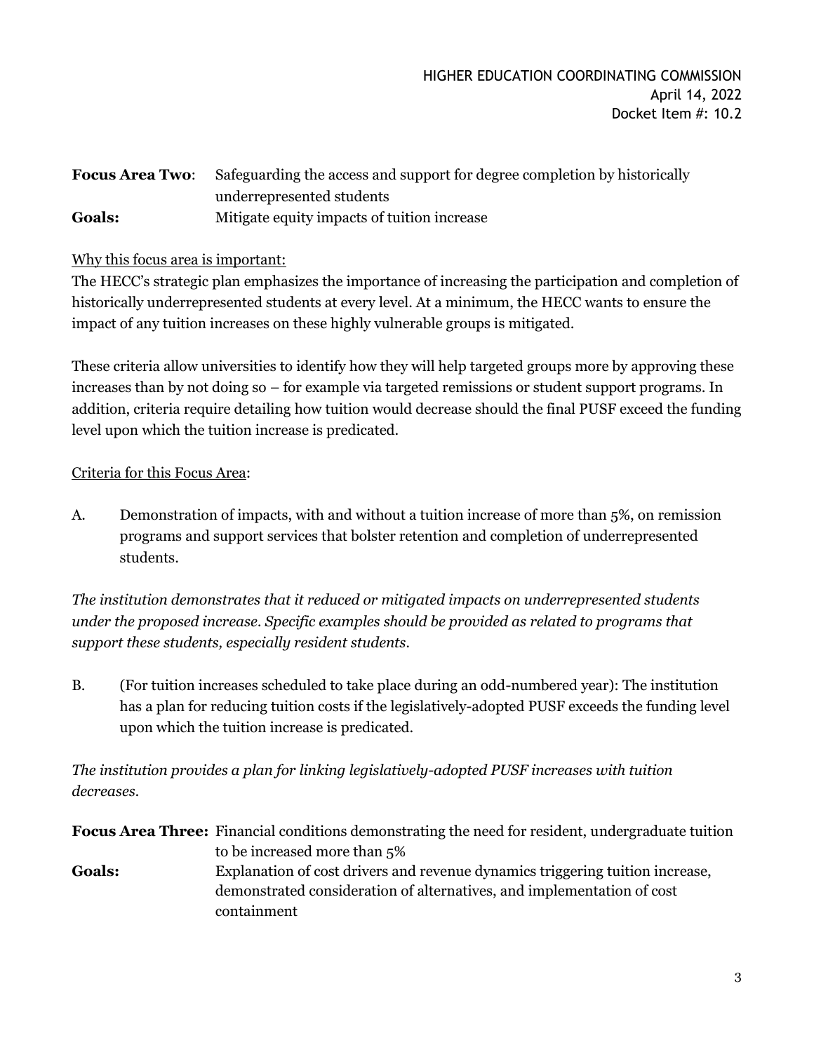**Focus Area Two**: Safeguarding the access and support for degree completion by historically underrepresented students

**Goals:** Mitigate equity impacts of tuition increase

Why this focus area is important:

The HECC's strategic plan emphasizes the importance of increasing the participation and completion of historically underrepresented students at every level. At a minimum, the HECC wants to ensure the impact of any tuition increases on these highly vulnerable groups is mitigated.

These criteria allow universities to identify how they will help targeted groups more by approving these increases than by not doing so – for example via targeted remissions or student support programs. In addition, criteria require detailing how tuition would decrease should the final PUSF exceed the funding level upon which the tuition increase is predicated.

Criteria for this Focus Area:

A. Demonstration of impacts, with and without a tuition increase of more than 5%, on remission programs and support services that bolster retention and completion of underrepresented students.

*The institution demonstrates that it reduced or mitigated impacts on underrepresented students under the proposed increase. Specific examples should be provided as related to programs that support these students, especially resident students.*

B. (For tuition increases scheduled to take place during an odd-numbered year): The institution has a plan for reducing tuition costs if the legislatively-adopted PUSF exceeds the funding level upon which the tuition increase is predicated.

*The institution provides a plan for linking legislatively-adopted PUSF increases with tuition decreases.*

**Focus Area Three:** Financial conditions demonstrating the need for resident, undergraduate tuition to be increased more than 5%

**Goals:** Explanation of cost drivers and revenue dynamics triggering tuition increase, demonstrated consideration of alternatives, and implementation of cost containment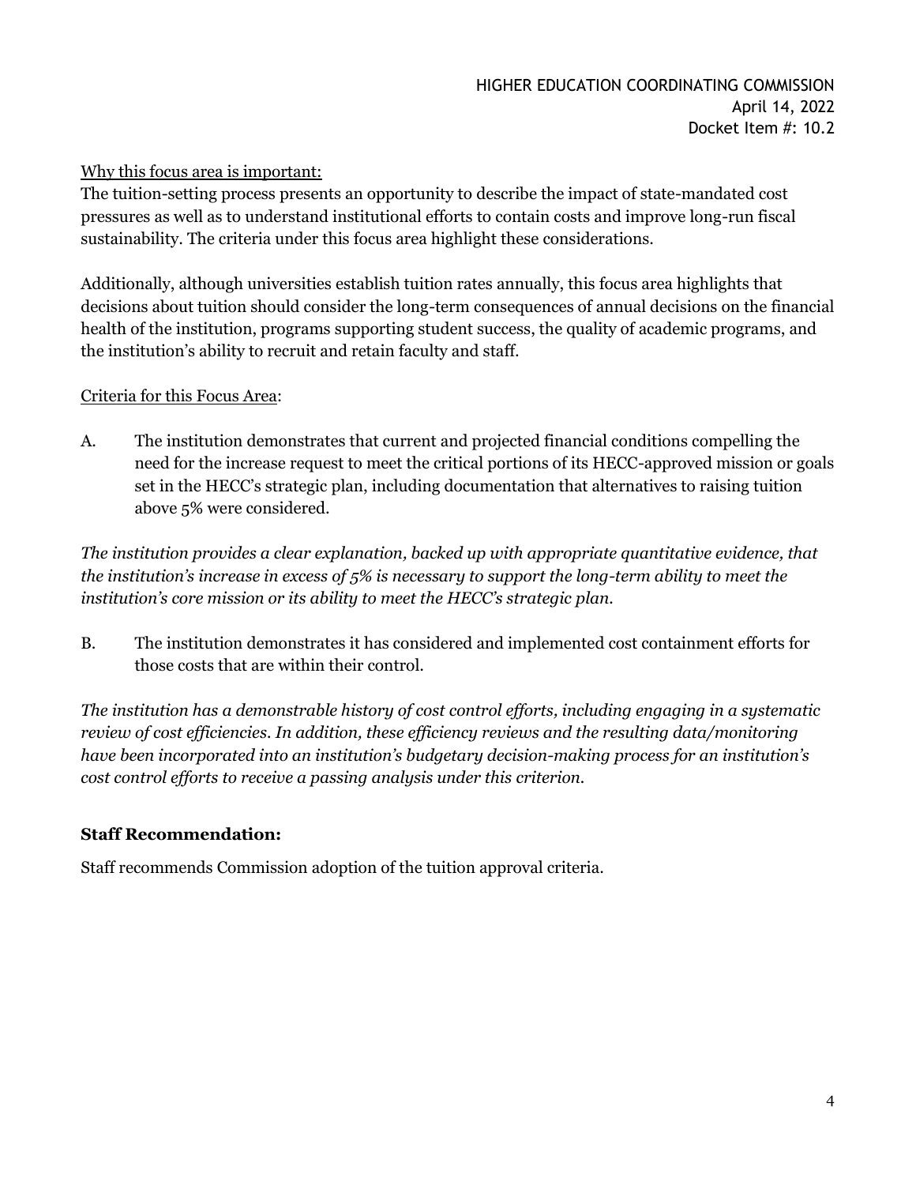Why this focus area is important:

The tuition-setting process presents an opportunity to describe the impact of state-mandated cost pressures as well as to understand institutional efforts to contain costs and improve long-run fiscal sustainability. The criteria under this focus area highlight these considerations.

Additionally, although universities establish tuition rates annually, this focus area highlights that decisions about tuition should consider the long-term consequences of annual decisions on the financial health of the institution, programs supporting student success, the quality of academic programs, and the institution's ability to recruit and retain faculty and staff.

Criteria for this Focus Area:

A. The institution demonstrates that current and projected financial conditions compelling the need for the increase request to meet the critical portions of its HECC-approved mission or goals set in the HECC's strategic plan, including documentation that alternatives to raising tuition above 5% were considered.

*The institution provides a clear explanation, backed up with appropriate quantitative evidence, that the institution's increase in excess of 5% is necessary to support the long-term ability to meet the institution's core mission or its ability to meet the HECC's strategic plan.*

B. The institution demonstrates it has considered and implemented cost containment efforts for those costs that are within their control.

*The institution has a demonstrable history of cost control efforts, including engaging in a systematic review of cost efficiencies. In addition, these efficiency reviews and the resulting data/monitoring have been incorporated into an institution's budgetary decision-making process for an institution's cost control efforts to receive a passing analysis under this criterion.*

**Staff Recommendation:**

Staff recommends Commission adoption of the tuition approval criteria.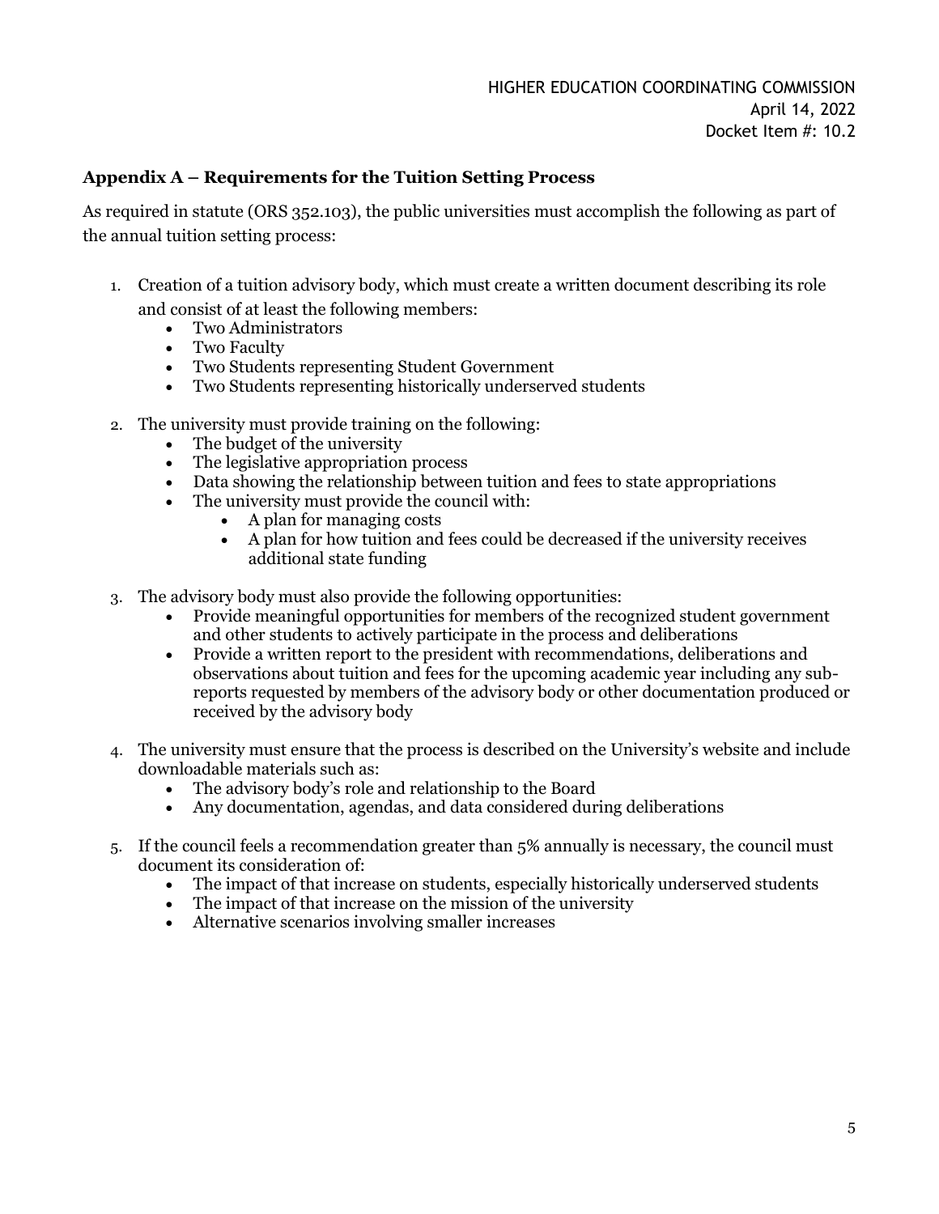## Appendix A – Requirements for the Tuition Setting Process

As required in statute (ORS 352.103), the public universities must accomplish the following as part of the annual tuition setting process:

1. Creation of a tuition advisory body, which must create a written document describing its role and consist of at least the following members:
   - Two Administrators
   - Two Faculty
   - Two Students representing Student Government
   - Two Students representing historically underserved students
2. The university must provide training on the following:
   - The budget of the university
   - The legislative appropriation process
   - Data showing the relationship between tuition and fees to state appropriations
   - The university must provide the council with:
     - A plan for managing costs
     - A plan for how tuition and fees could be decreased if the university receives additional state funding
3. The advisory body must also provide the following opportunities:
   - Provide meaningful opportunities for members of the recognized student government and other students to actively participate in the process and deliberations
   - Provide a written report to the president with recommendations, deliberations and observations about tuition and fees for the upcoming academic year including any sub-reports requested by members of the advisory body or other documentation produced or received by the advisory body
4. The university must ensure that the process is described on the University's website and include downloadable materials such as:
   - The advisory body's role and relationship to the Board
   - Any documentation, agendas, and data considered during deliberations
5. If the council feels a recommendation greater than 5% annually is necessary, the council must document its consideration of:
   - The impact of that increase on students, especially historically underserved students
   - The impact of that increase on the mission of the university
   - Alternative scenarios involving smaller increases